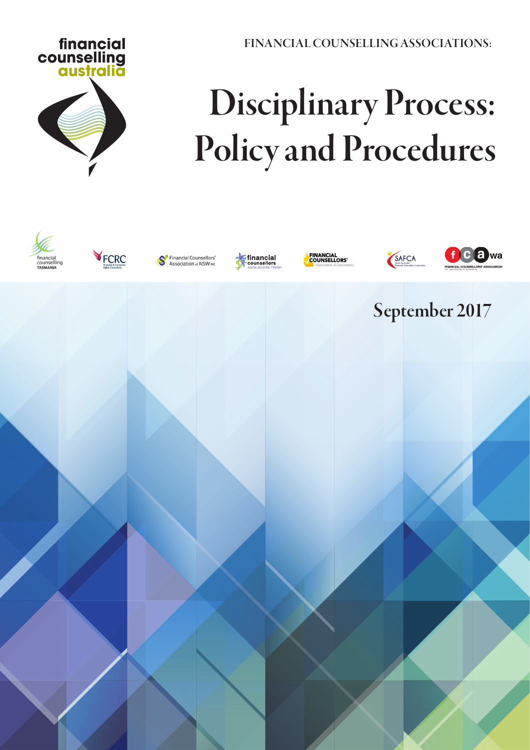FINANCIAL COUNSELLING ASSOCIATIONS:

# Disciplinary Process: Policy and Procedures

September 2017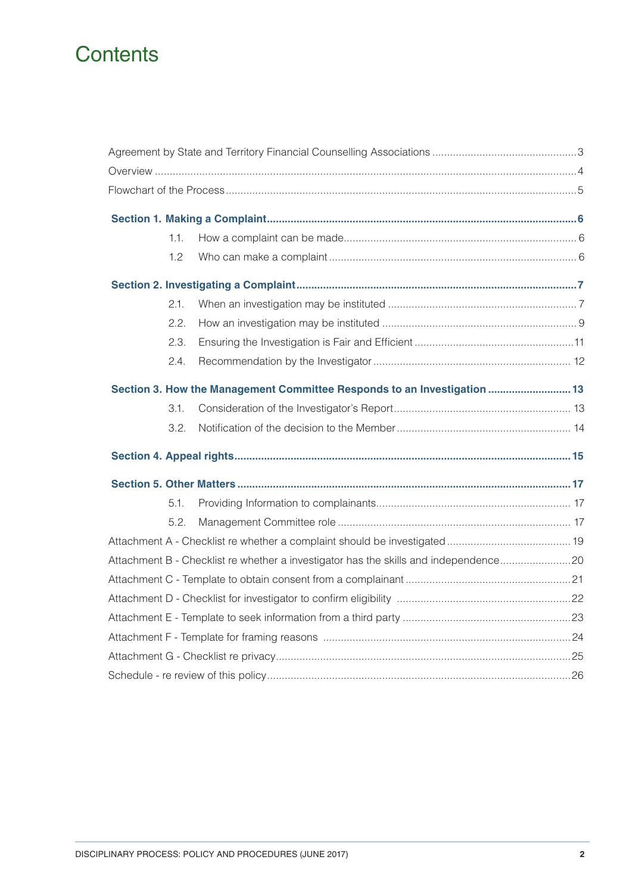# Contents

Agreement by State and Territory Financial Counselling Associations .... 3

Overview .... 4

Flowchart of the Process .... 5

**Section 1. Making a Complaint .... 6**

- 1.1. How a complaint can be made .... 6
- 1.2 Who can make a complaint .... 6

**Section 2. Investigating a Complaint .... 7**

- 2.1. When an investigation may be instituted .... 7
- 2.2. How an investigation may be instituted .... 9
- 2.3. Ensuring the Investigation is Fair and Efficient .... 11
- 2.4. Recommendation by the Investigator .... 12

**Section 3. How the Management Committee Responds to an Investigation .... 13**

- 3.1. Consideration of the Investigator's Report .... 13
- 3.2. Notification of the decision to the Member .... 14

**Section 4. Appeal rights .... 15**

**Section 5. Other Matters .... 17**

- 5.1. Providing Information to complainants .... 17
- 5.2. Management Committee role .... 17

Attachment A - Checklist re whether a complaint should be investigated .... 19

Attachment B - Checklist re whether a investigator has the skills and independence .... 20

Attachment C - Template to obtain consent from a complainant .... 21

Attachment D - Checklist for investigator to confirm eligibility .... 22

Attachment E - Template to seek information from a third party .... 23

Attachment F - Template for framing reasons .... 24

Attachment G - Checklist re privacy .... 25

Schedule - re review of this policy .... 26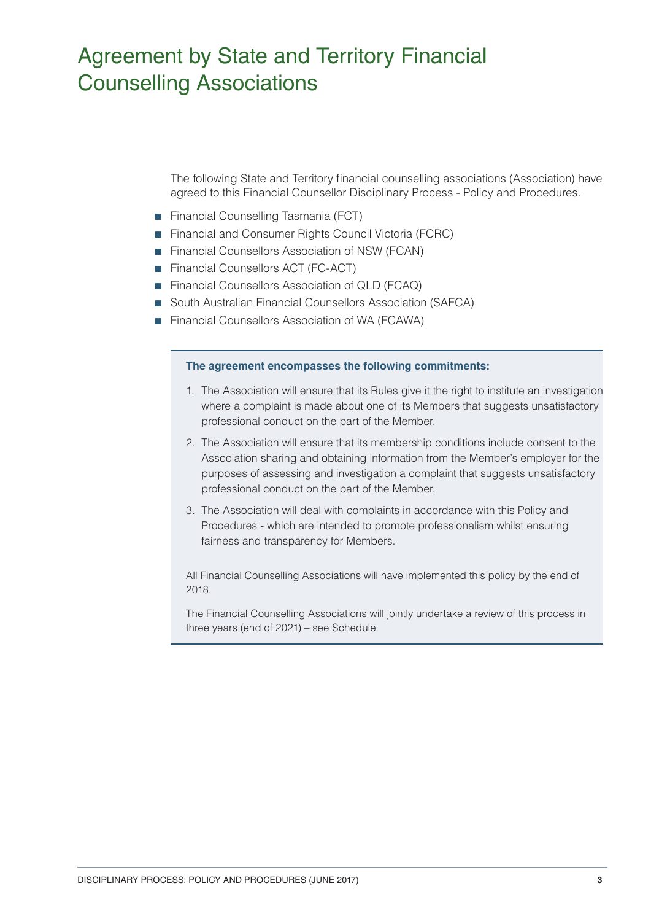# Agreement by State and Territory Financial Counselling Associations

The following State and Territory financial counselling associations (Association) have agreed to this Financial Counsellor Disciplinary Process - Policy and Procedures.

- Financial Counselling Tasmania (FCT)
- Financial and Consumer Rights Council Victoria (FCRC)
- Financial Counsellors Association of NSW (FCAN)
- Financial Counsellors ACT (FC-ACT)
- Financial Counsellors Association of QLD (FCAQ)
- South Australian Financial Counsellors Association (SAFCA)
- Financial Counsellors Association of WA (FCAWA)

**The agreement encompasses the following commitments:**

1. The Association will ensure that its Rules give it the right to institute an investigation where a complaint is made about one of its Members that suggests unsatisfactory professional conduct on the part of the Member.
2. The Association will ensure that its membership conditions include consent to the Association sharing and obtaining information from the Member's employer for the purposes of assessing and investigation a complaint that suggests unsatisfactory professional conduct on the part of the Member.
3. The Association will deal with complaints in accordance with this Policy and Procedures - which are intended to promote professionalism whilst ensuring fairness and transparency for Members.

All Financial Counselling Associations will have implemented this policy by the end of 2018.

The Financial Counselling Associations will jointly undertake a review of this process in three years (end of 2021) – see Schedule.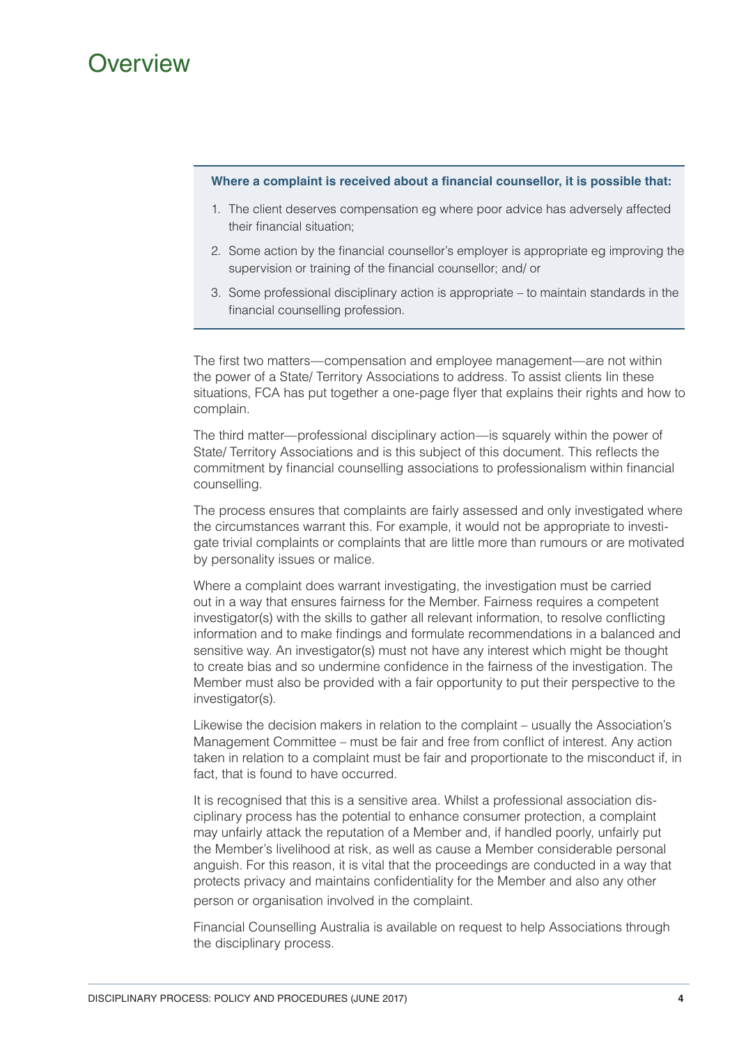# Overview

**Where a complaint is received about a financial counsellor, it is possible that:**

1. The client deserves compensation eg where poor advice has adversely affected their financial situation;
2. Some action by the financial counsellor's employer is appropriate eg improving the supervision or training of the financial counsellor; and/ or
3. Some professional disciplinary action is appropriate – to maintain standards in the financial counselling profession.

The first two matters—compensation and employee management—are not within the power of a State/ Territory Associations to address. To assist clients Iin these situations, FCA has put together a one-page flyer that explains their rights and how to complain.

The third matter—professional disciplinary action—is squarely within the power of State/ Territory Associations and is this subject of this document. This reflects the commitment by financial counselling associations to professionalism within financial counselling.

The process ensures that complaints are fairly assessed and only investigated where the circumstances warrant this. For example, it would not be appropriate to investigate trivial complaints or complaints that are little more than rumours or are motivated by personality issues or malice.

Where a complaint does warrant investigating, the investigation must be carried out in a way that ensures fairness for the Member. Fairness requires a competent investigator(s) with the skills to gather all relevant information, to resolve conflicting information and to make findings and formulate recommendations in a balanced and sensitive way. An investigator(s) must not have any interest which might be thought to create bias and so undermine confidence in the fairness of the investigation. The Member must also be provided with a fair opportunity to put their perspective to the investigator(s).

Likewise the decision makers in relation to the complaint – usually the Association's Management Committee – must be fair and free from conflict of interest. Any action taken in relation to a complaint must be fair and proportionate to the misconduct if, in fact, that is found to have occurred.

It is recognised that this is a sensitive area. Whilst a professional association disciplinary process has the potential to enhance consumer protection, a complaint may unfairly attack the reputation of a Member and, if handled poorly, unfairly put the Member's livelihood at risk, as well as cause a Member considerable personal anguish. For this reason, it is vital that the proceedings are conducted in a way that protects privacy and maintains confidentiality for the Member and also any other person or organisation involved in the complaint.

Financial Counselling Australia is available on request to help Associations through the disciplinary process.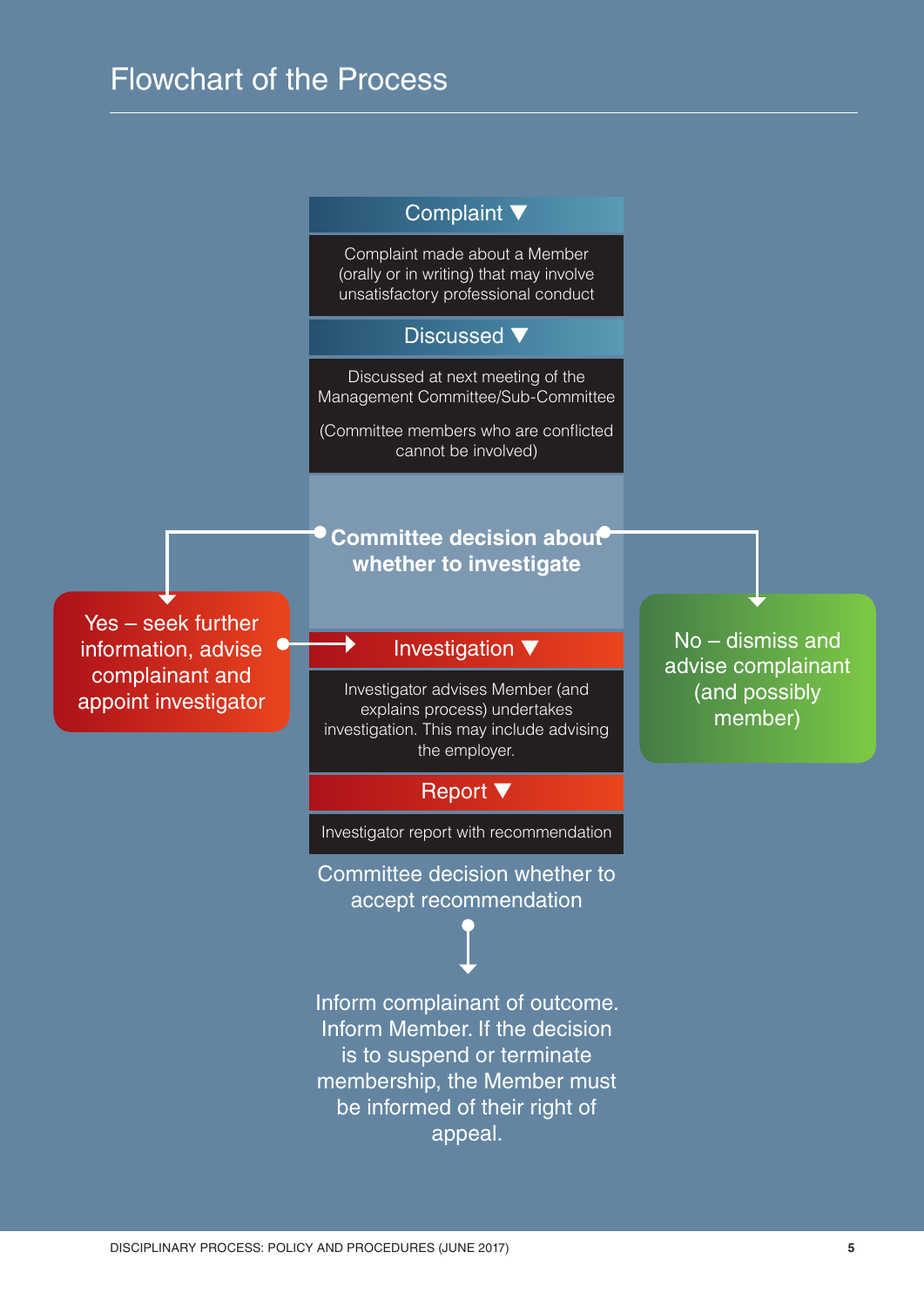# Flowchart of the Process

**Complaint ▼**

Complaint made about a Member (orally or in writing) that may involve unsatisfactory professional conduct

**Discussed ▼**

Discussed at next meeting of the Management Committee/Sub-Committee

(Committee members who are conflicted cannot be involved)

**Committee decision about whether to investigate**

Yes – seek further information, advise complainant and appoint investigator

No – dismiss and advise complainant (and possibly member)

**Investigation ▼**

Investigator advises Member (and explains process) undertakes investigation. This may include advising the employer.

**Report ▼**

Investigator report with recommendation

Committee decision whether to accept recommendation

Inform complainant of outcome. Inform Member. If the decision is to suspend or terminate membership, the Member must be informed of their right of appeal.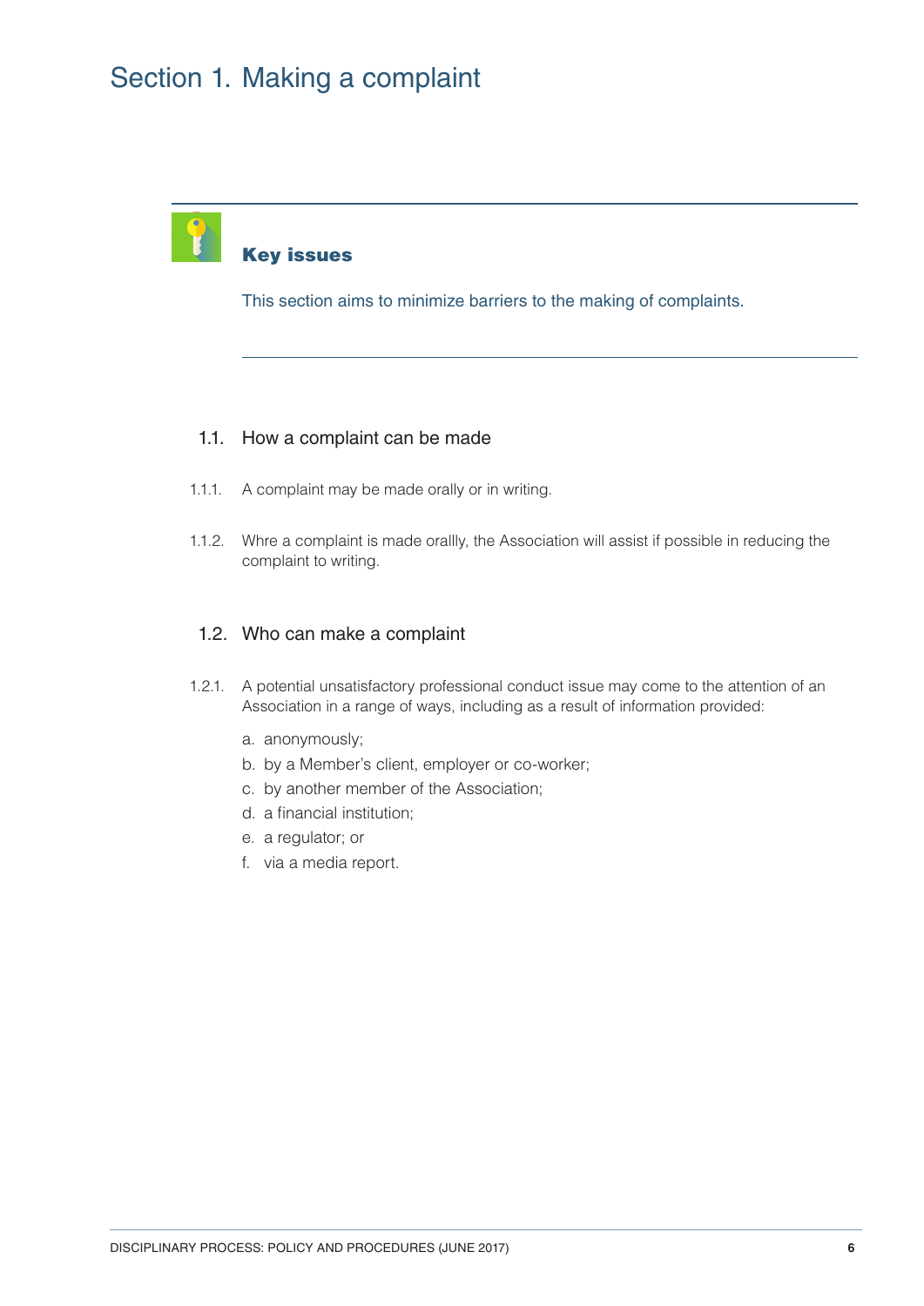# Section 1. Making a complaint

**Key issues**

This section aims to minimize barriers to the making of complaints.

## 1.1. How a complaint can be made

1.1.1. A complaint may be made orally or in writing.

1.1.2. Whre a complaint is made orallly, the Association will assist if possible in reducing the complaint to writing.

## 1.2. Who can make a complaint

1.2.1. A potential unsatisfactory professional conduct issue may come to the attention of an Association in a range of ways, including as a result of information provided:

a. anonymously;
b. by a Member's client, employer or co-worker;
c. by another member of the Association;
d. a financial institution;
e. a regulator; or
f. via a media report.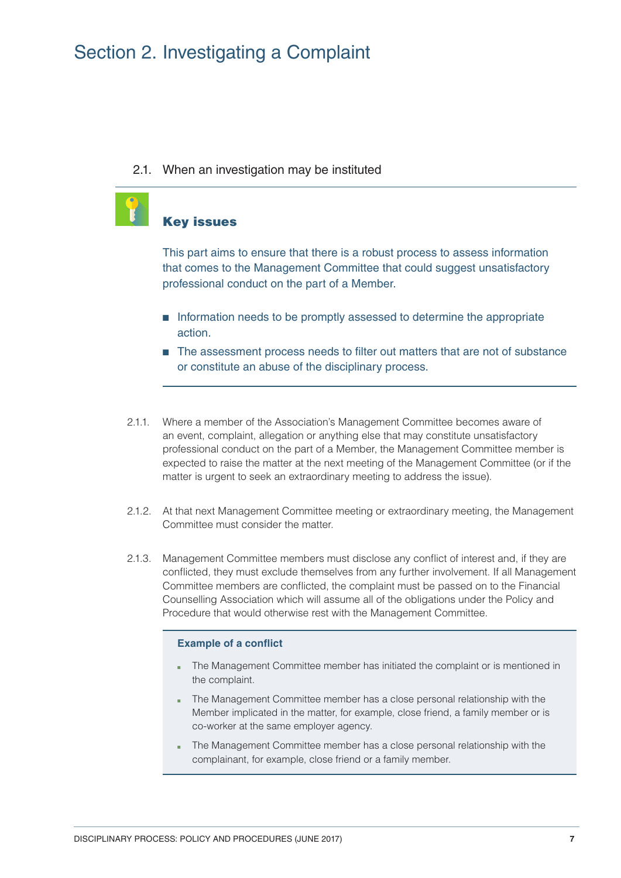# Section 2. Investigating a Complaint

## 2.1. When an investigation may be instituted

### Key issues

This part aims to ensure that there is a robust process to assess information that comes to the Management Committee that could suggest unsatisfactory professional conduct on the part of a Member.

- Information needs to be promptly assessed to determine the appropriate action.
- The assessment process needs to filter out matters that are not of substance or constitute an abuse of the disciplinary process.

2.1.1. Where a member of the Association's Management Committee becomes aware of an event, complaint, allegation or anything else that may constitute unsatisfactory professional conduct on the part of a Member, the Management Committee member is expected to raise the matter at the next meeting of the Management Committee (or if the matter is urgent to seek an extraordinary meeting to address the issue).

2.1.2. At that next Management Committee meeting or extraordinary meeting, the Management Committee must consider the matter.

2.1.3. Management Committee members must disclose any conflict of interest and, if they are conflicted, they must exclude themselves from any further involvement. If all Management Committee members are conflicted, the complaint must be passed on to the Financial Counselling Association which will assume all of the obligations under the Policy and Procedure that would otherwise rest with the Management Committee.

**Example of a conflict**

- The Management Committee member has initiated the complaint or is mentioned in the complaint.
- The Management Committee member has a close personal relationship with the Member implicated in the matter, for example, close friend, a family member or is co-worker at the same employer agency.
- The Management Committee member has a close personal relationship with the complainant, for example, close friend or a family member.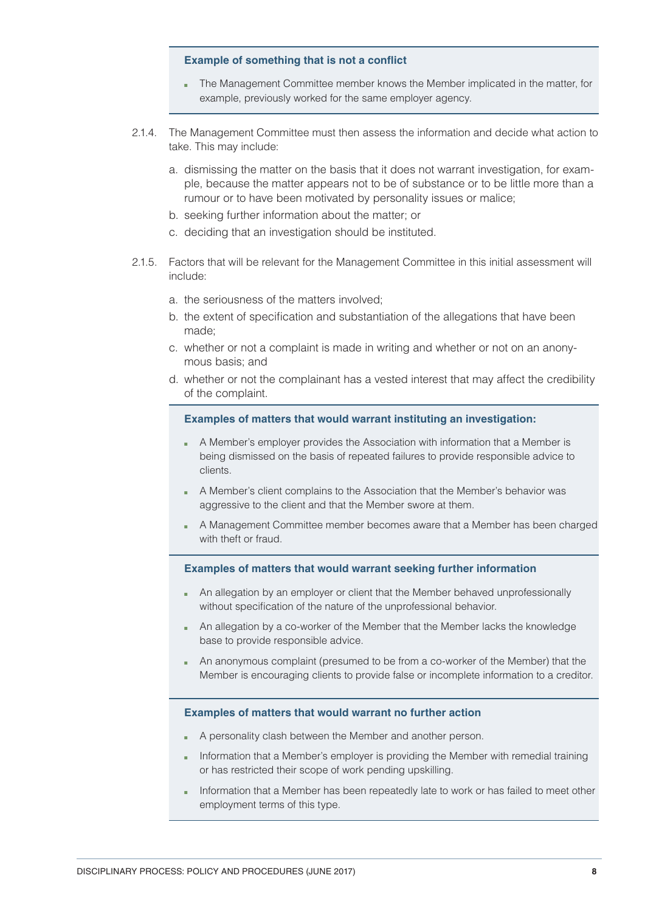**Example of something that is not a conflict**

- The Management Committee member knows the Member implicated in the matter, for example, previously worked for the same employer agency.

2.1.4. The Management Committee must then assess the information and decide what action to take. This may include:

a. dismissing the matter on the basis that it does not warrant investigation, for example, because the matter appears not to be of substance or to be little more than a rumour or to have been motivated by personality issues or malice;

b. seeking further information about the matter; or

c. deciding that an investigation should be instituted.

2.1.5. Factors that will be relevant for the Management Committee in this initial assessment will include:

a. the seriousness of the matters involved;

b. the extent of specification and substantiation of the allegations that have been made;

c. whether or not a complaint is made in writing and whether or not on an anonymous basis; and

d. whether or not the complainant has a vested interest that may affect the credibility of the complaint.

**Examples of matters that would warrant instituting an investigation:**

- A Member's employer provides the Association with information that a Member is being dismissed on the basis of repeated failures to provide responsible advice to clients.
- A Member's client complains to the Association that the Member's behavior was aggressive to the client and that the Member swore at them.
- A Management Committee member becomes aware that a Member has been charged with theft or fraud.

**Examples of matters that would warrant seeking further information**

- An allegation by an employer or client that the Member behaved unprofessionally without specification of the nature of the unprofessional behavior.
- An allegation by a co-worker of the Member that the Member lacks the knowledge base to provide responsible advice.
- An anonymous complaint (presumed to be from a co-worker of the Member) that the Member is encouraging clients to provide false or incomplete information to a creditor.

**Examples of matters that would warrant no further action**

- A personality clash between the Member and another person.
- Information that a Member's employer is providing the Member with remedial training or has restricted their scope of work pending upskilling.
- Information that a Member has been repeatedly late to work or has failed to meet other employment terms of this type.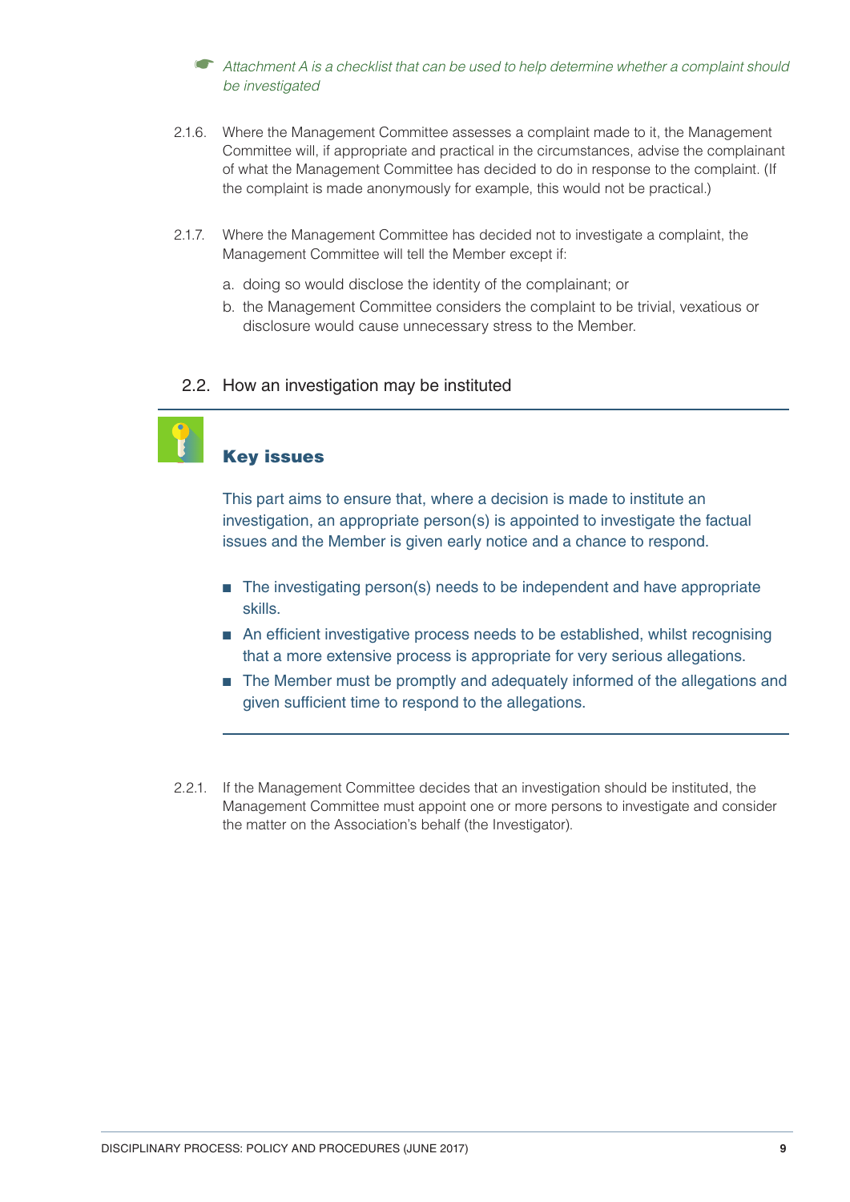*Attachment A is a checklist that can be used to help determine whether a complaint should be investigated*

2.1.6. Where the Management Committee assesses a complaint made to it, the Management Committee will, if appropriate and practical in the circumstances, advise the complainant of what the Management Committee has decided to do in response to the complaint. (If the complaint is made anonymously for example, this would not be practical.)

2.1.7. Where the Management Committee has decided not to investigate a complaint, the Management Committee will tell the Member except if:

a. doing so would disclose the identity of the complainant; or

b. the Management Committee considers the complaint to be trivial, vexatious or disclosure would cause unnecessary stress to the Member.

## 2.2. How an investigation may be instituted

### Key issues

This part aims to ensure that, where a decision is made to institute an investigation, an appropriate person(s) is appointed to investigate the factual issues and the Member is given early notice and a chance to respond.

- The investigating person(s) needs to be independent and have appropriate skills.
- An efficient investigative process needs to be established, whilst recognising that a more extensive process is appropriate for very serious allegations.
- The Member must be promptly and adequately informed of the allegations and given sufficient time to respond to the allegations.

2.2.1. If the Management Committee decides that an investigation should be instituted, the Management Committee must appoint one or more persons to investigate and consider the matter on the Association's behalf (the Investigator).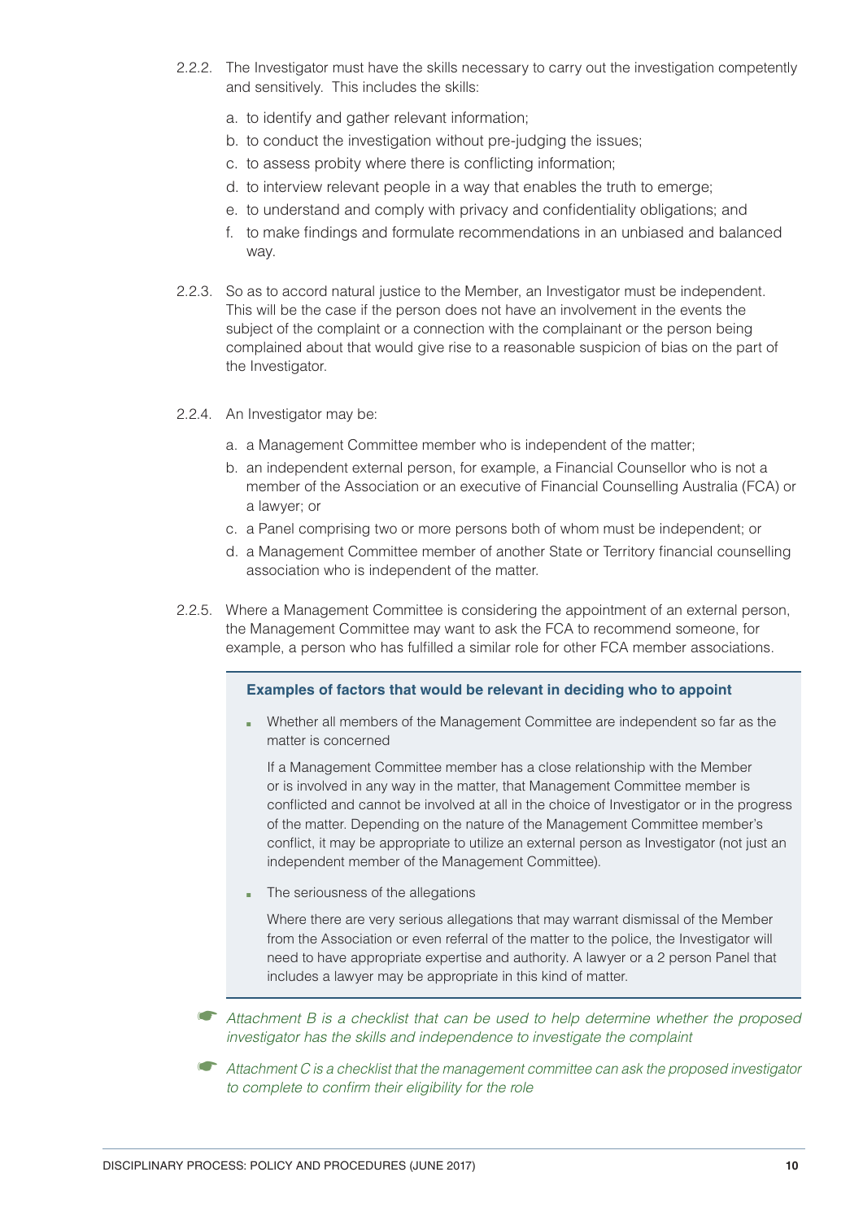2.2.2. The Investigator must have the skills necessary to carry out the investigation competently and sensitively. This includes the skills:

a. to identify and gather relevant information;
b. to conduct the investigation without pre-judging the issues;
c. to assess probity where there is conflicting information;
d. to interview relevant people in a way that enables the truth to emerge;
e. to understand and comply with privacy and confidentiality obligations; and
f. to make findings and formulate recommendations in an unbiased and balanced way.

2.2.3. So as to accord natural justice to the Member, an Investigator must be independent. This will be the case if the person does not have an involvement in the events the subject of the complaint or a connection with the complainant or the person being complained about that would give rise to a reasonable suspicion of bias on the part of the Investigator.

2.2.4. An Investigator may be:

a. a Management Committee member who is independent of the matter;
b. an independent external person, for example, a Financial Counsellor who is not a member of the Association or an executive of Financial Counselling Australia (FCA) or a lawyer; or
c. a Panel comprising two or more persons both of whom must be independent; or
d. a Management Committee member of another State or Territory financial counselling association who is independent of the matter.

2.2.5. Where a Management Committee is considering the appointment of an external person, the Management Committee may want to ask the FCA to recommend someone, for example, a person who has fulfilled a similar role for other FCA member associations.

**Examples of factors that would be relevant in deciding who to appoint**

- Whether all members of the Management Committee are independent so far as the matter is concerned

  If a Management Committee member has a close relationship with the Member or is involved in any way in the matter, that Management Committee member is conflicted and cannot be involved at all in the choice of Investigator or in the progress of the matter. Depending on the nature of the Management Committee member's conflict, it may be appropriate to utilize an external person as Investigator (not just an independent member of the Management Committee).

- The seriousness of the allegations

  Where there are very serious allegations that may warrant dismissal of the Member from the Association or even referral of the matter to the police, the Investigator will need to have appropriate expertise and authority. A lawyer or a 2 person Panel that includes a lawyer may be appropriate in this kind of matter.

☛ *Attachment B is a checklist that can be used to help determine whether the proposed investigator has the skills and independence to investigate the complaint*

☛ *Attachment C is a checklist that the management committee can ask the proposed investigator to complete to confirm their eligibility for the role*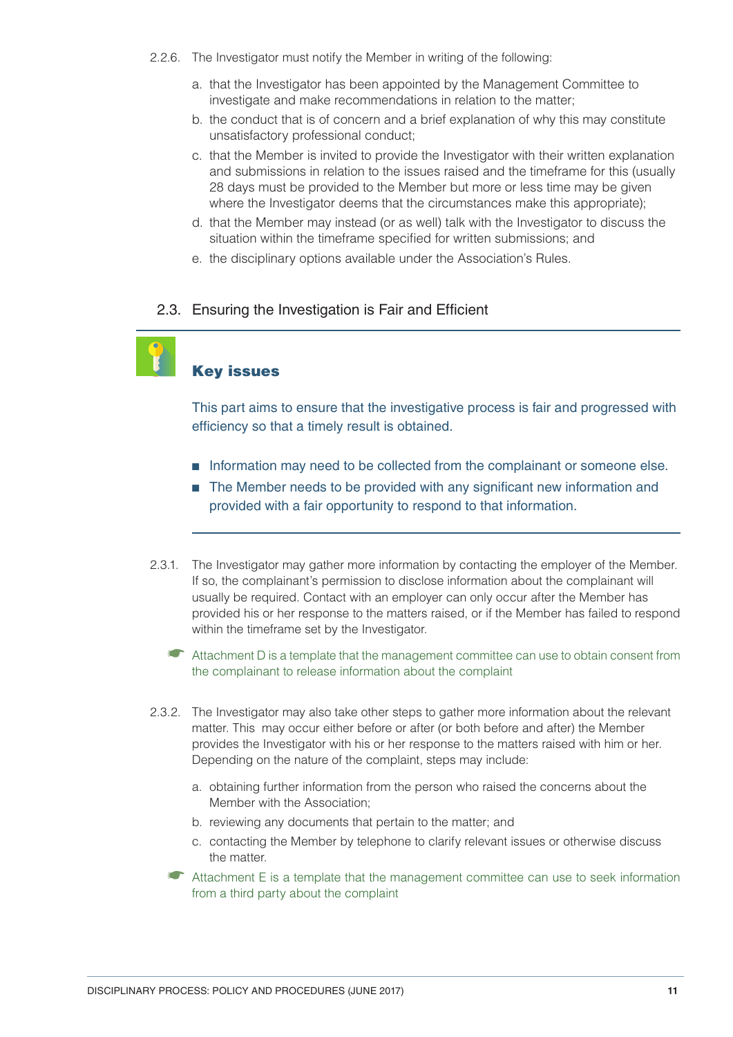2.2.6. The Investigator must notify the Member in writing of the following:

a. that the Investigator has been appointed by the Management Committee to investigate and make recommendations in relation to the matter;

b. the conduct that is of concern and a brief explanation of why this may constitute unsatisfactory professional conduct;

c. that the Member is invited to provide the Investigator with their written explanation and submissions in relation to the issues raised and the timeframe for this (usually 28 days must be provided to the Member but more or less time may be given where the Investigator deems that the circumstances make this appropriate);

d. that the Member may instead (or as well) talk with the Investigator to discuss the situation within the timeframe specified for written submissions; and

e. the disciplinary options available under the Association's Rules.

## 2.3. Ensuring the Investigation is Fair and Efficient

### Key issues

This part aims to ensure that the investigative process is fair and progressed with efficiency so that a timely result is obtained.

- Information may need to be collected from the complainant or someone else.
- The Member needs to be provided with any significant new information and provided with a fair opportunity to respond to that information.

2.3.1. The Investigator may gather more information by contacting the employer of the Member. If so, the complainant's permission to disclose information about the complainant will usually be required. Contact with an employer can only occur after the Member has provided his or her response to the matters raised, or if the Member has failed to respond within the timeframe set by the Investigator.

☛ Attachment D is a template that the management committee can use to obtain consent from the complainant to release information about the complaint

2.3.2. The Investigator may also take other steps to gather more information about the relevant matter. This may occur either before or after (or both before and after) the Member provides the Investigator with his or her response to the matters raised with him or her. Depending on the nature of the complaint, steps may include:

a. obtaining further information from the person who raised the concerns about the Member with the Association;

b. reviewing any documents that pertain to the matter; and

c. contacting the Member by telephone to clarify relevant issues or otherwise discuss the matter.

☛ Attachment E is a template that the management committee can use to seek information from a third party about the complaint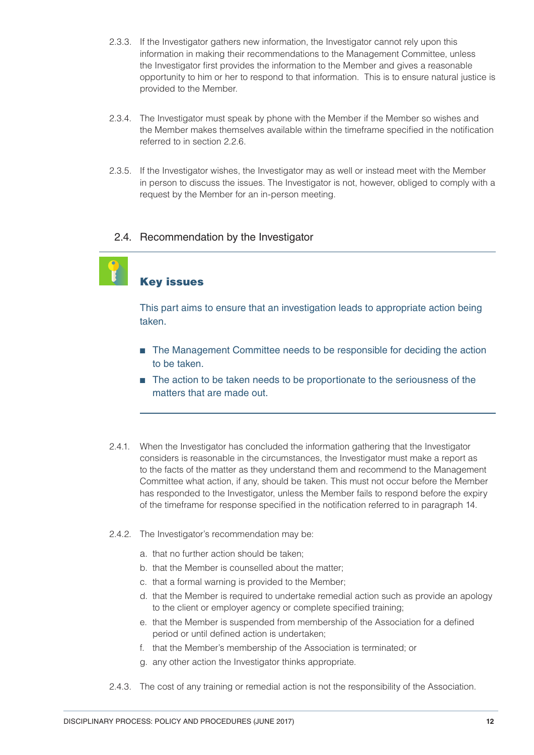2.3.3. If the Investigator gathers new information, the Investigator cannot rely upon this information in making their recommendations to the Management Committee, unless the Investigator first provides the information to the Member and gives a reasonable opportunity to him or her to respond to that information. This is to ensure natural justice is provided to the Member.

2.3.4. The Investigator must speak by phone with the Member if the Member so wishes and the Member makes themselves available within the timeframe specified in the notification referred to in section 2.2.6.

2.3.5. If the Investigator wishes, the Investigator may as well or instead meet with the Member in person to discuss the issues. The Investigator is not, however, obliged to comply with a request by the Member for an in-person meeting.

## 2.4. Recommendation by the Investigator

### Key issues

This part aims to ensure that an investigation leads to appropriate action being taken.

- The Management Committee needs to be responsible for deciding the action to be taken.
- The action to be taken needs to be proportionate to the seriousness of the matters that are made out.

2.4.1. When the Investigator has concluded the information gathering that the Investigator considers is reasonable in the circumstances, the Investigator must make a report as to the facts of the matter as they understand them and recommend to the Management Committee what action, if any, should be taken. This must not occur before the Member has responded to the Investigator, unless the Member fails to respond before the expiry of the timeframe for response specified in the notification referred to in paragraph 14.

2.4.2. The Investigator's recommendation may be:

a. that no further action should be taken;
b. that the Member is counselled about the matter;
c. that a formal warning is provided to the Member;
d. that the Member is required to undertake remedial action such as provide an apology to the client or employer agency or complete specified training;
e. that the Member is suspended from membership of the Association for a defined period or until defined action is undertaken;
f. that the Member's membership of the Association is terminated; or
g. any other action the Investigator thinks appropriate.

2.4.3. The cost of any training or remedial action is not the responsibility of the Association.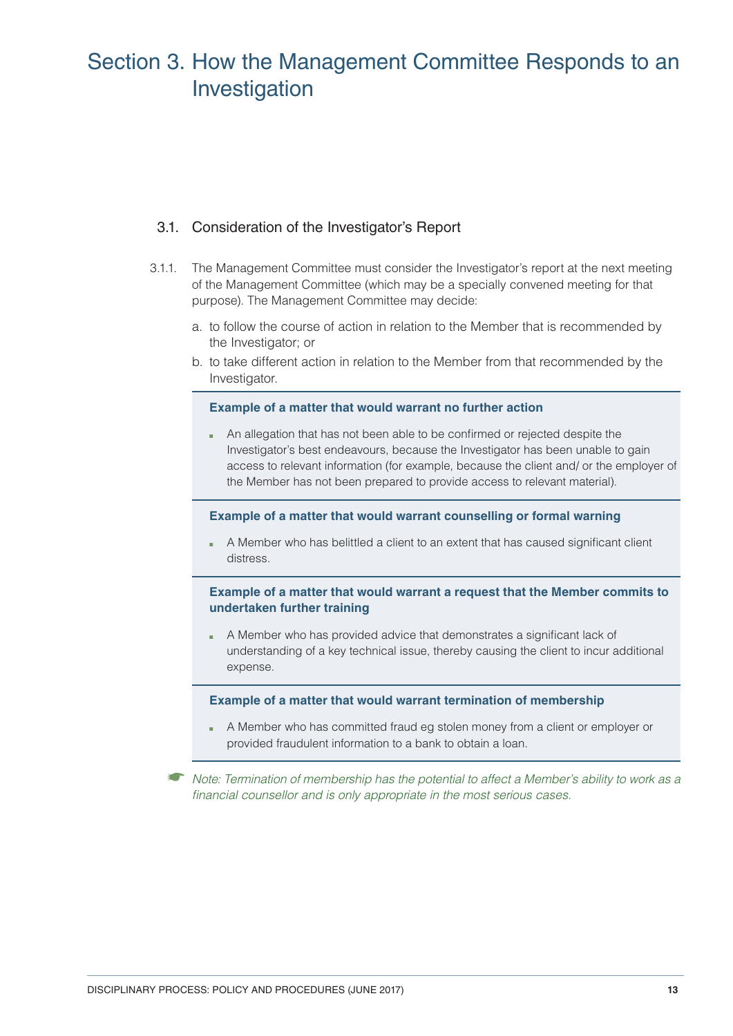# Section 3. How the Management Committee Responds to an Investigation

## 3.1. Consideration of the Investigator's Report

3.1.1. The Management Committee must consider the Investigator's report at the next meeting of the Management Committee (which may be a specially convened meeting for that purpose). The Management Committee may decide:

a. to follow the course of action in relation to the Member that is recommended by the Investigator; or

b. to take different action in relation to the Member from that recommended by the Investigator.

**Example of a matter that would warrant no further action**

- An allegation that has not been able to be confirmed or rejected despite the Investigator's best endeavours, because the Investigator has been unable to gain access to relevant information (for example, because the client and/ or the employer of the Member has not been prepared to provide access to relevant material).

**Example of a matter that would warrant counselling or formal warning**

- A Member who has belittled a client to an extent that has caused significant client distress.

**Example of a matter that would warrant a request that the Member commits to undertaken further training**

- A Member who has provided advice that demonstrates a significant lack of understanding of a key technical issue, thereby causing the client to incur additional expense.

**Example of a matter that would warrant termination of membership**

- A Member who has committed fraud eg stolen money from a client or employer or provided fraudulent information to a bank to obtain a loan.

*Note: Termination of membership has the potential to affect a Member's ability to work as a financial counsellor and is only appropriate in the most serious cases.*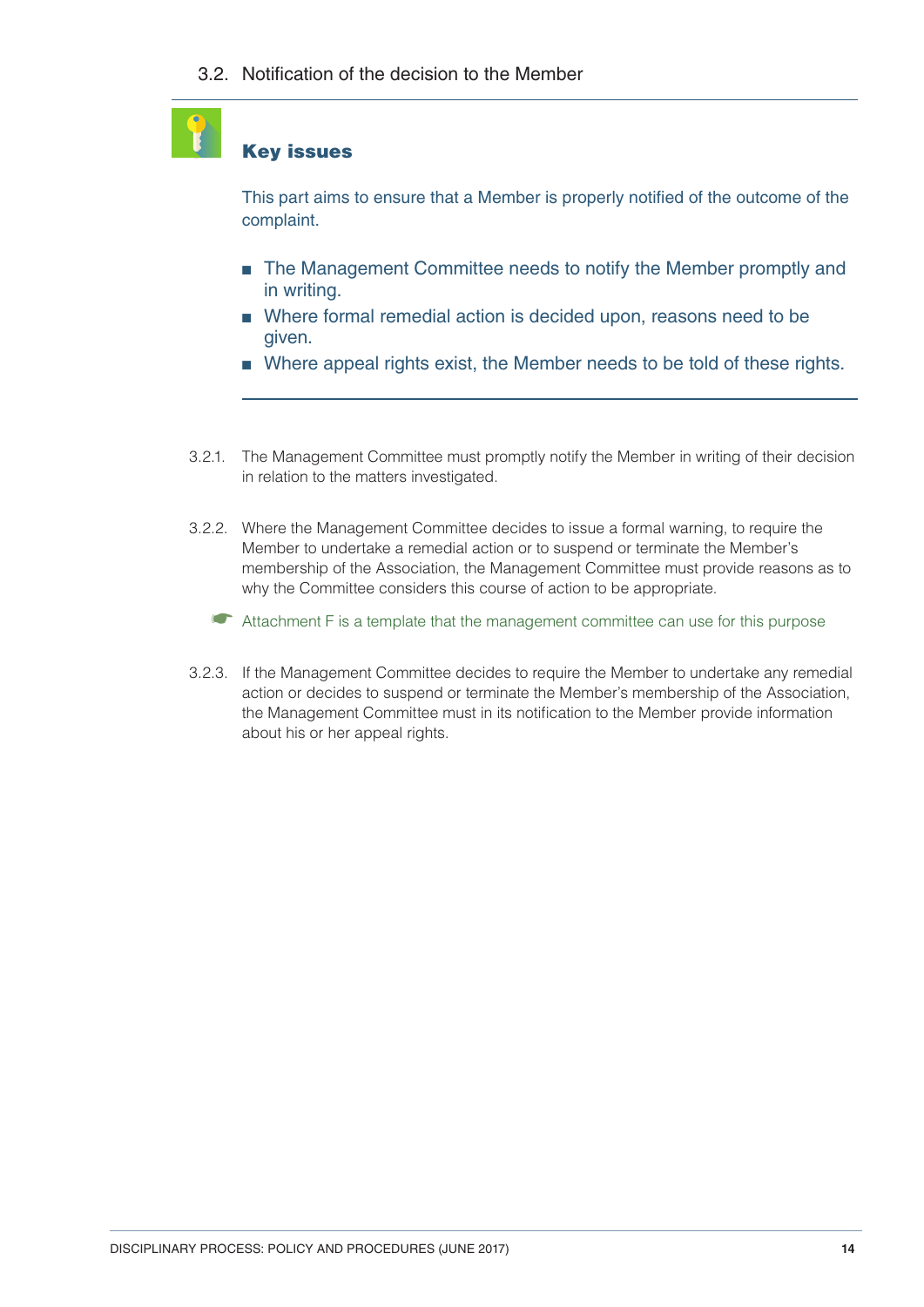## 3.2. Notification of the decision to the Member

### Key issues

This part aims to ensure that a Member is properly notified of the outcome of the complaint.

- The Management Committee needs to notify the Member promptly and in writing.
- Where formal remedial action is decided upon, reasons need to be given.
- Where appeal rights exist, the Member needs to be told of these rights.

3.2.1. The Management Committee must promptly notify the Member in writing of their decision in relation to the matters investigated.

3.2.2. Where the Management Committee decides to issue a formal warning, to require the Member to undertake a remedial action or to suspend or terminate the Member's membership of the Association, the Management Committee must provide reasons as to why the Committee considers this course of action to be appropriate.

☛ Attachment F is a template that the management committee can use for this purpose

3.2.3. If the Management Committee decides to require the Member to undertake any remedial action or decides to suspend or terminate the Member's membership of the Association, the Management Committee must in its notification to the Member provide information about his or her appeal rights.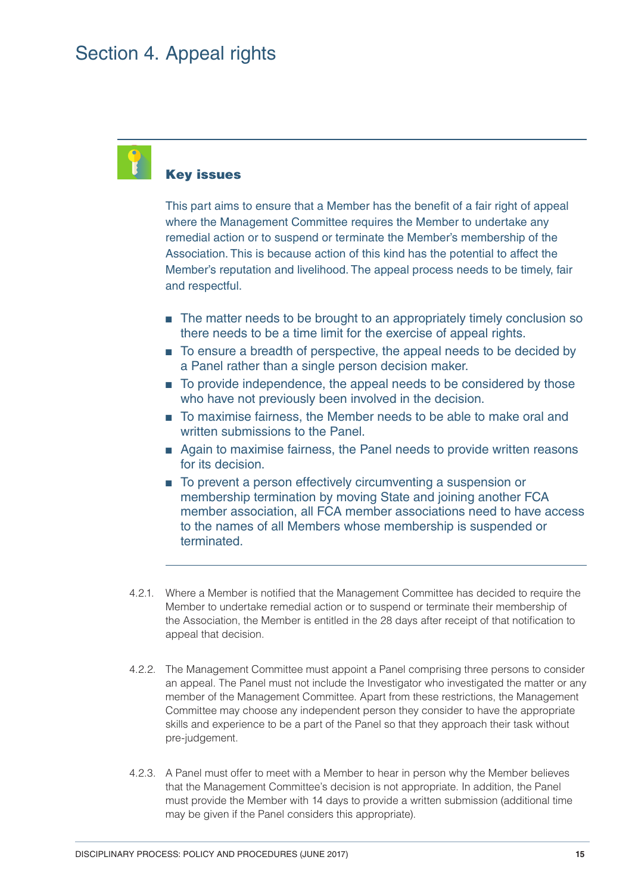# Section 4. Appeal rights

### Key issues

This part aims to ensure that a Member has the benefit of a fair right of appeal where the Management Committee requires the Member to undertake any remedial action or to suspend or terminate the Member's membership of the Association. This is because action of this kind has the potential to affect the Member's reputation and livelihood. The appeal process needs to be timely, fair and respectful.

- The matter needs to be brought to an appropriately timely conclusion so there needs to be a time limit for the exercise of appeal rights.
- To ensure a breadth of perspective, the appeal needs to be decided by a Panel rather than a single person decision maker.
- To provide independence, the appeal needs to be considered by those who have not previously been involved in the decision.
- To maximise fairness, the Member needs to be able to make oral and written submissions to the Panel.
- Again to maximise fairness, the Panel needs to provide written reasons for its decision.
- To prevent a person effectively circumventing a suspension or membership termination by moving State and joining another FCA member association, all FCA member associations need to have access to the names of all Members whose membership is suspended or terminated.

4.2.1. Where a Member is notified that the Management Committee has decided to require the Member to undertake remedial action or to suspend or terminate their membership of the Association, the Member is entitled in the 28 days after receipt of that notification to appeal that decision.

4.2.2. The Management Committee must appoint a Panel comprising three persons to consider an appeal. The Panel must not include the Investigator who investigated the matter or any member of the Management Committee. Apart from these restrictions, the Management Committee may choose any independent person they consider to have the appropriate skills and experience to be a part of the Panel so that they approach their task without pre-judgement.

4.2.3. A Panel must offer to meet with a Member to hear in person why the Member believes that the Management Committee's decision is not appropriate. In addition, the Panel must provide the Member with 14 days to provide a written submission (additional time may be given if the Panel considers this appropriate).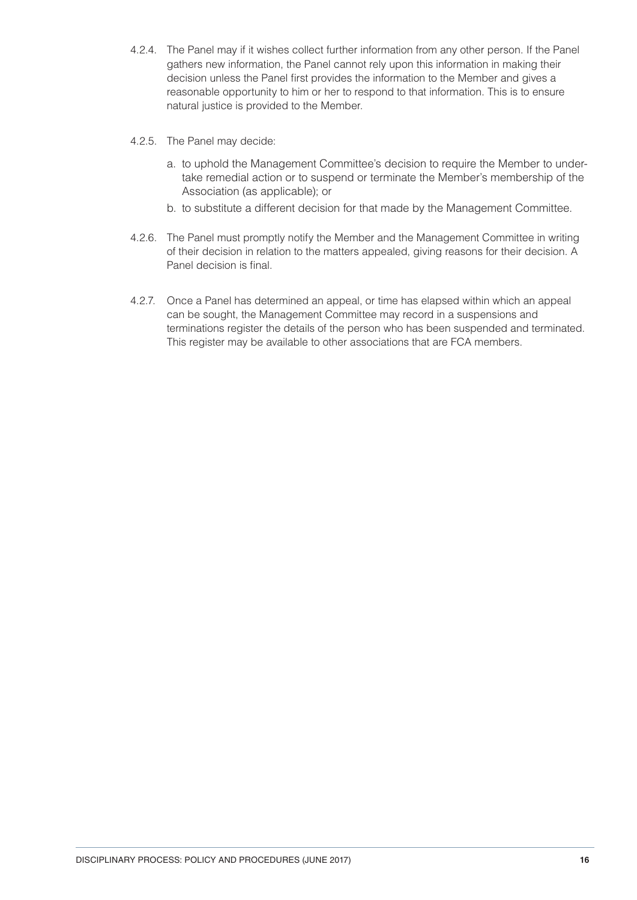4.2.4. The Panel may if it wishes collect further information from any other person. If the Panel gathers new information, the Panel cannot rely upon this information in making their decision unless the Panel first provides the information to the Member and gives a reasonable opportunity to him or her to respond to that information. This is to ensure natural justice is provided to the Member.

4.2.5. The Panel may decide:

a. to uphold the Management Committee's decision to require the Member to undertake remedial action or to suspend or terminate the Member's membership of the Association (as applicable); or

b. to substitute a different decision for that made by the Management Committee.

4.2.6. The Panel must promptly notify the Member and the Management Committee in writing of their decision in relation to the matters appealed, giving reasons for their decision. A Panel decision is final.

4.2.7. Once a Panel has determined an appeal, or time has elapsed within which an appeal can be sought, the Management Committee may record in a suspensions and terminations register the details of the person who has been suspended and terminated. This register may be available to other associations that are FCA members.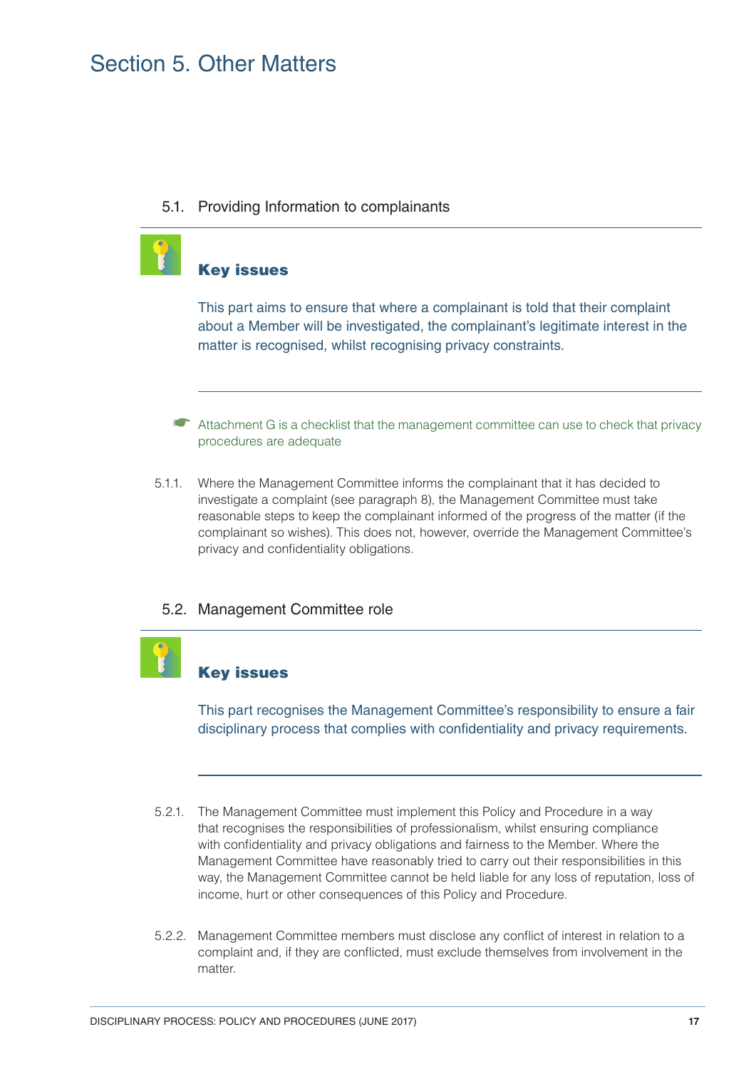# Section 5. Other Matters

## 5.1. Providing Information to complainants

**Key issues**

This part aims to ensure that where a complainant is told that their complaint about a Member will be investigated, the complainant's legitimate interest in the matter is recognised, whilst recognising privacy constraints.

☛ Attachment G is a checklist that the management committee can use to check that privacy procedures are adequate

5.1.1. Where the Management Committee informs the complainant that it has decided to investigate a complaint (see paragraph 8), the Management Committee must take reasonable steps to keep the complainant informed of the progress of the matter (if the complainant so wishes). This does not, however, override the Management Committee's privacy and confidentiality obligations.

## 5.2. Management Committee role

**Key issues**

This part recognises the Management Committee's responsibility to ensure a fair disciplinary process that complies with confidentiality and privacy requirements.

5.2.1. The Management Committee must implement this Policy and Procedure in a way that recognises the responsibilities of professionalism, whilst ensuring compliance with confidentiality and privacy obligations and fairness to the Member. Where the Management Committee have reasonably tried to carry out their responsibilities in this way, the Management Committee cannot be held liable for any loss of reputation, loss of income, hurt or other consequences of this Policy and Procedure.

5.2.2. Management Committee members must disclose any conflict of interest in relation to a complaint and, if they are conflicted, must exclude themselves from involvement in the matter.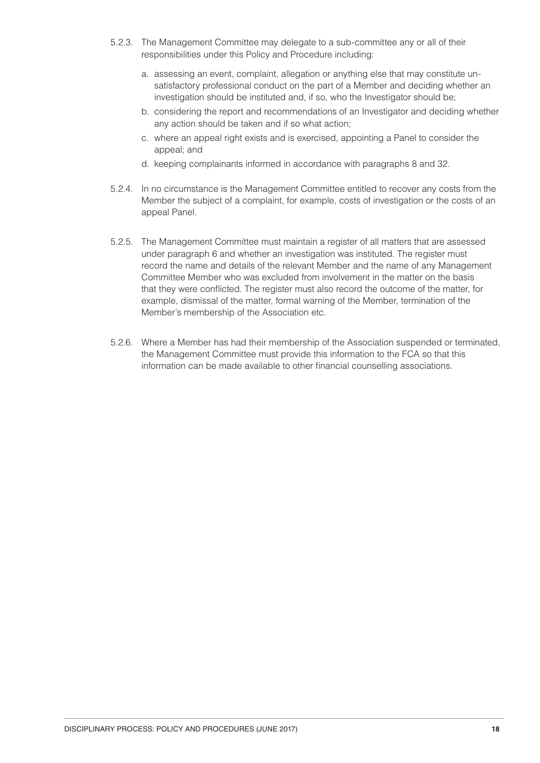5.2.3. The Management Committee may delegate to a sub-committee any or all of their responsibilities under this Policy and Procedure including:

a. assessing an event, complaint, allegation or anything else that may constitute unsatisfactory professional conduct on the part of a Member and deciding whether an investigation should be instituted and, if so, who the Investigator should be;

b. considering the report and recommendations of an Investigator and deciding whether any action should be taken and if so what action;

c. where an appeal right exists and is exercised, appointing a Panel to consider the appeal; and

d. keeping complainants informed in accordance with paragraphs 8 and 32.

5.2.4. In no circumstance is the Management Committee entitled to recover any costs from the Member the subject of a complaint, for example, costs of investigation or the costs of an appeal Panel.

5.2.5. The Management Committee must maintain a register of all matters that are assessed under paragraph 6 and whether an investigation was instituted. The register must record the name and details of the relevant Member and the name of any Management Committee Member who was excluded from involvement in the matter on the basis that they were conflicted. The register must also record the outcome of the matter, for example, dismissal of the matter, formal warning of the Member, termination of the Member's membership of the Association etc.

5.2.6. Where a Member has had their membership of the Association suspended or terminated, the Management Committee must provide this information to the FCA so that this information can be made available to other financial counselling associations.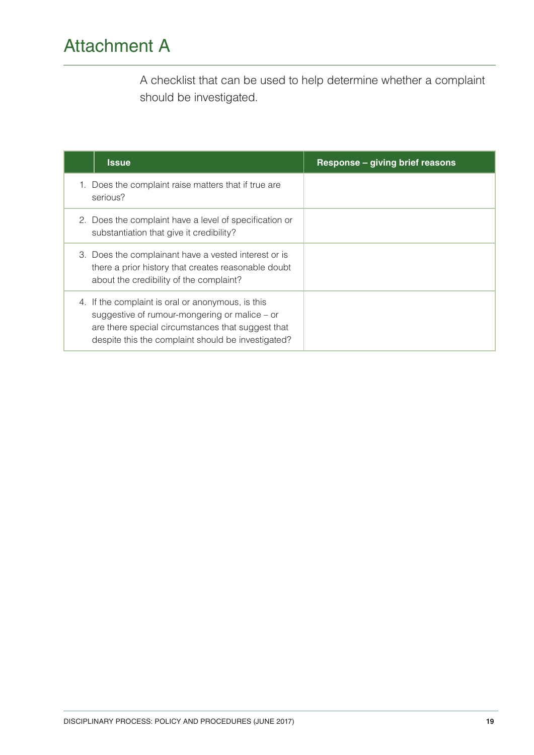# Attachment A

A checklist that can be used to help determine whether a complaint should be investigated.

| Issue | Response – giving brief reasons |
|---|---|
| 1. Does the complaint raise matters that if true are serious? | |
| 2. Does the complaint have a level of specification or substantiation that give it credibility? | |
| 3. Does the complainant have a vested interest or is there a prior history that creates reasonable doubt about the credibility of the complaint? | |
| 4. If the complaint is oral or anonymous, is this suggestive of rumour-mongering or malice – or are there special circumstances that suggest that despite this the complaint should be investigated? | |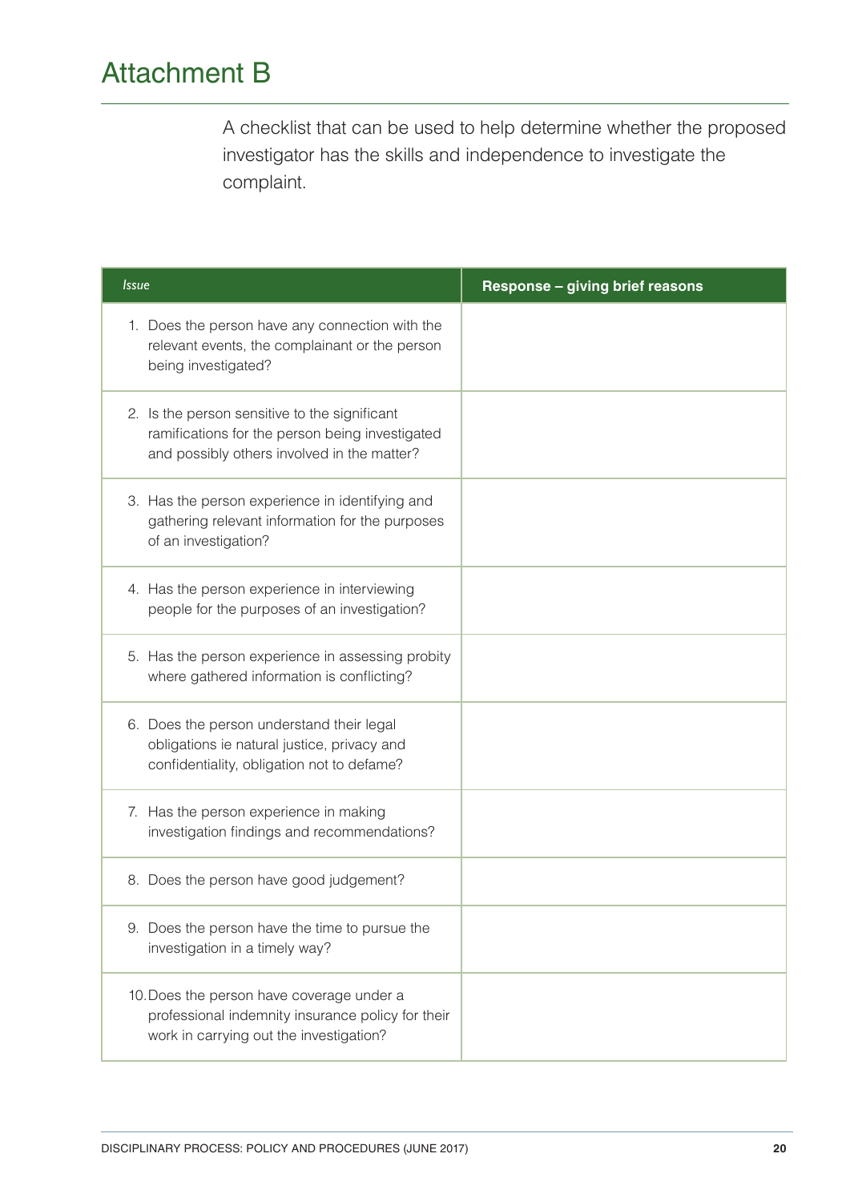# Attachment B

A checklist that can be used to help determine whether the proposed investigator has the skills and independence to investigate the complaint.

| *Issue* | **Response – giving brief reasons** |
| --- | --- |
| 1. Does the person have any connection with the relevant events, the complainant or the person being investigated? | |
| 2. Is the person sensitive to the significant ramifications for the person being investigated and possibly others involved in the matter? | |
| 3. Has the person experience in identifying and gathering relevant information for the purposes of an investigation? | |
| 4. Has the person experience in interviewing people for the purposes of an investigation? | |
| 5. Has the person experience in assessing probity where gathered information is conflicting? | |
| 6. Does the person understand their legal obligations ie natural justice, privacy and confidentiality, obligation not to defame? | |
| 7. Has the person experience in making investigation findings and recommendations? | |
| 8. Does the person have good judgement? | |
| 9. Does the person have the time to pursue the investigation in a timely way? | |
| 10. Does the person have coverage under a professional indemnity insurance policy for their work in carrying out the investigation? | |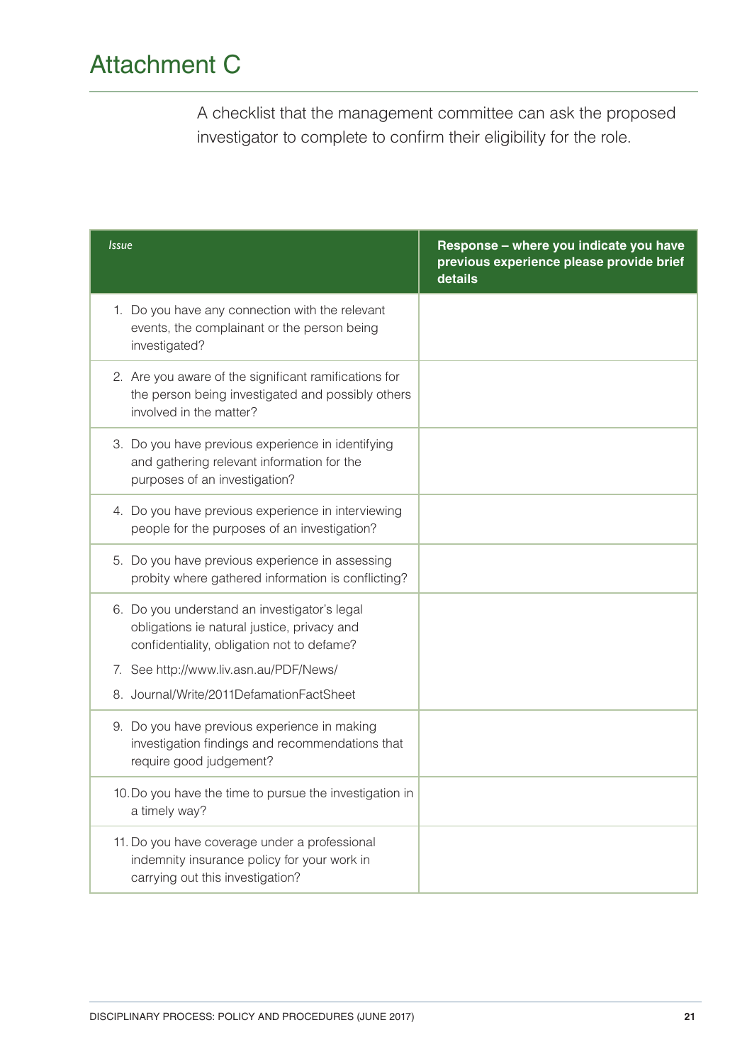# Attachment C

A checklist that the management committee can ask the proposed investigator to complete to confirm their eligibility for the role.

| *Issue* | **Response – where you indicate you have previous experience please provide brief details** |
|---|---|
| 1. Do you have any connection with the relevant events, the complainant or the person being investigated? | |
| 2. Are you aware of the significant ramifications for the person being investigated and possibly others involved in the matter? | |
| 3. Do you have previous experience in identifying and gathering relevant information for the purposes of an investigation? | |
| 4. Do you have previous experience in interviewing people for the purposes of an investigation? | |
| 5. Do you have previous experience in assessing probity where gathered information is conflicting? | |
| 6. Do you understand an investigator's legal obligations ie natural justice, privacy and confidentiality, obligation not to defame? 7. See http://www.liv.asn.au/PDF/News/ 8. Journal/Write/2011DefamationFactSheet | |
| 9. Do you have previous experience in making investigation findings and recommendations that require good judgement? | |
| 10. Do you have the time to pursue the investigation in a timely way? | |
| 11. Do you have coverage under a professional indemnity insurance policy for your work in carrying out this investigation? | |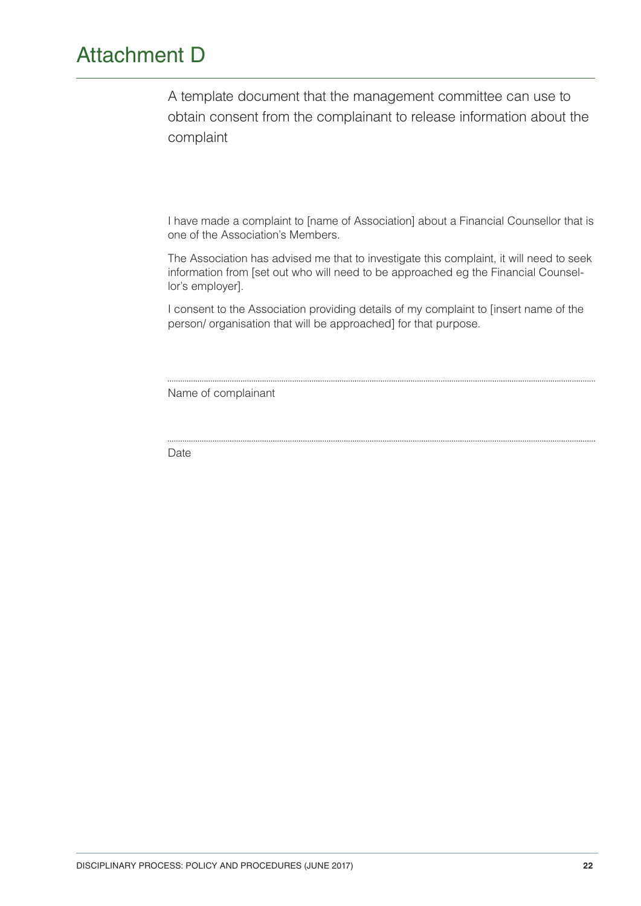# Attachment D

A template document that the management committee can use to obtain consent from the complainant to release information about the complaint

I have made a complaint to [name of Association] about a Financial Counsellor that is one of the Association's Members.

The Association has advised me that to investigate this complaint, it will need to seek information from [set out who will need to be approached eg the Financial Counsellor's employer].

I consent to the Association providing details of my complaint to [insert name of the person/ organisation that will be approached] for that purpose.

..................................................................................................................................................

Name of complainant

..................................................................................................................................................

Date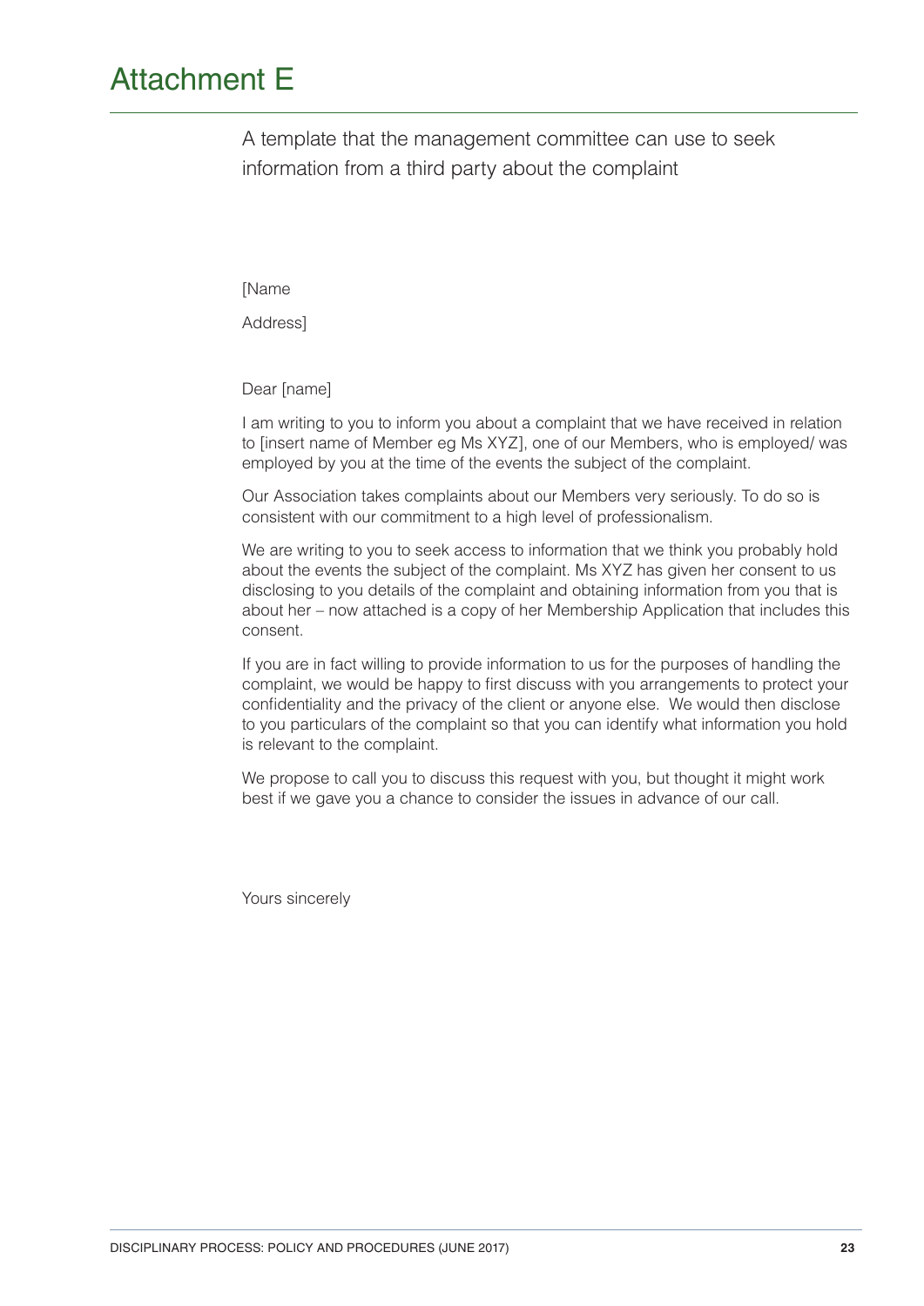# Attachment E

A template that the management committee can use to seek information from a third party about the complaint

[Name

Address]

Dear [name]

I am writing to you to inform you about a complaint that we have received in relation to [insert name of Member eg Ms XYZ], one of our Members, who is employed/ was employed by you at the time of the events the subject of the complaint.

Our Association takes complaints about our Members very seriously. To do so is consistent with our commitment to a high level of professionalism.

We are writing to you to seek access to information that we think you probably hold about the events the subject of the complaint. Ms XYZ has given her consent to us disclosing to you details of the complaint and obtaining information from you that is about her – now attached is a copy of her Membership Application that includes this consent.

If you are in fact willing to provide information to us for the purposes of handling the complaint, we would be happy to first discuss with you arrangements to protect your confidentiality and the privacy of the client or anyone else. We would then disclose to you particulars of the complaint so that you can identify what information you hold is relevant to the complaint.

We propose to call you to discuss this request with you, but thought it might work best if we gave you a chance to consider the issues in advance of our call.

Yours sincerely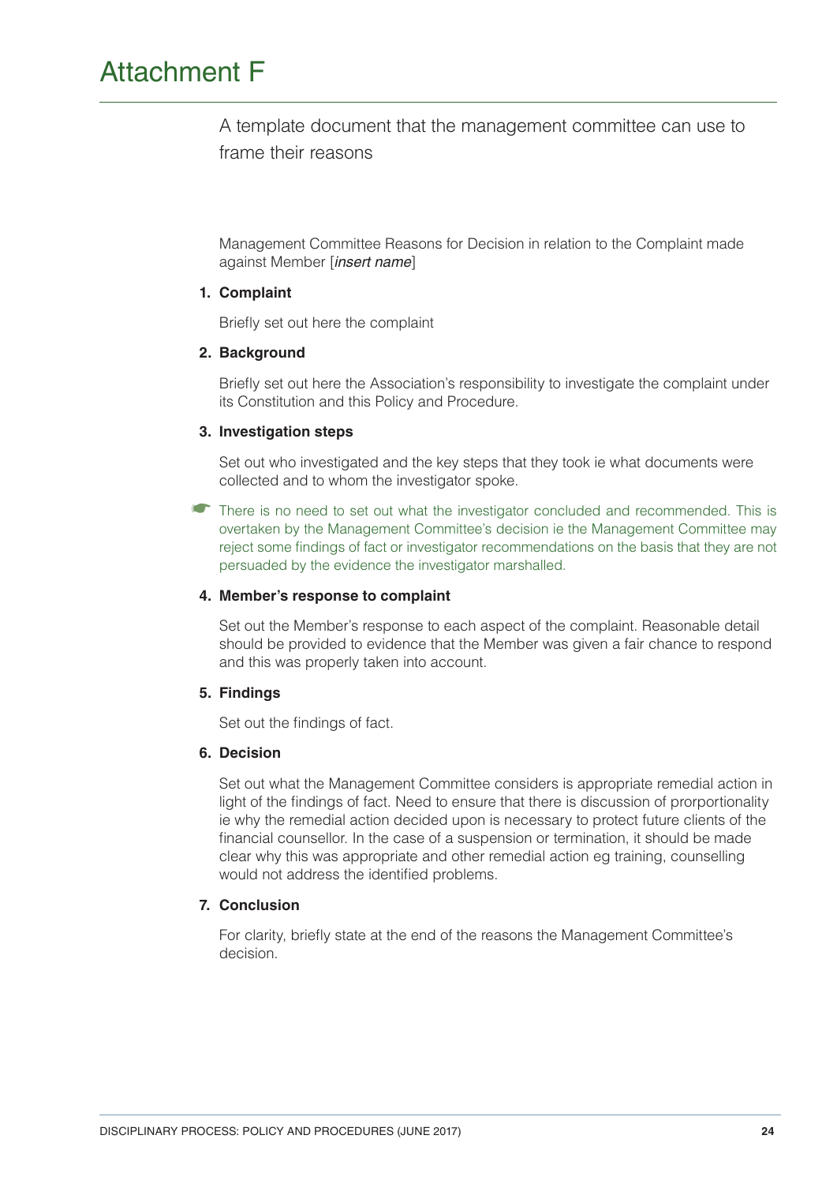# Attachment F

A template document that the management committee can use to frame their reasons

Management Committee Reasons for Decision in relation to the Complaint made against Member [*insert name*]

**1. Complaint**

Briefly set out here the complaint

**2. Background**

Briefly set out here the Association's responsibility to investigate the complaint under its Constitution and this Policy and Procedure.

**3. Investigation steps**

Set out who investigated and the key steps that they took ie what documents were collected and to whom the investigator spoke.

☛ There is no need to set out what the investigator concluded and recommended. This is overtaken by the Management Committee's decision ie the Management Committee may reject some findings of fact or investigator recommendations on the basis that they are not persuaded by the evidence the investigator marshalled.

**4. Member's response to complaint**

Set out the Member's response to each aspect of the complaint. Reasonable detail should be provided to evidence that the Member was given a fair chance to respond and this was properly taken into account.

**5. Findings**

Set out the findings of fact.

**6. Decision**

Set out what the Management Committee considers is appropriate remedial action in light of the findings of fact. Need to ensure that there is discussion of prorportionality ie why the remedial action decided upon is necessary to protect future clients of the financial counsellor. In the case of a suspension or termination, it should be made clear why this was appropriate and other remedial action eg training, counselling would not address the identified problems.

**7. Conclusion**

For clarity, briefly state at the end of the reasons the Management Committee's decision.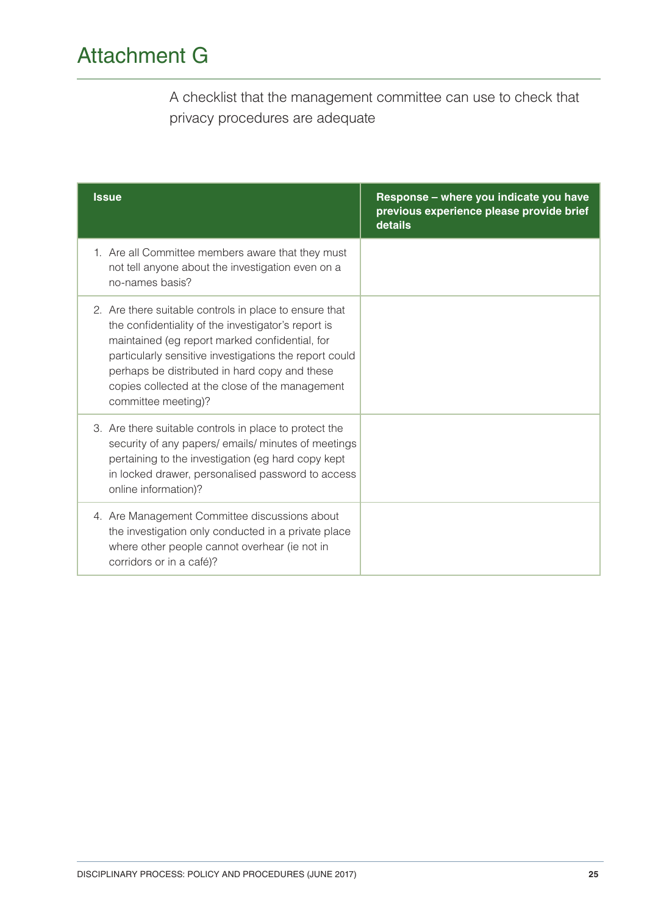# Attachment G

A checklist that the management committee can use to check that privacy procedures are adequate

| Issue | Response – where you indicate you have previous experience please provide brief details |
|---|---|
| 1. Are all Committee members aware that they must not tell anyone about the investigation even on a no-names basis? | |
| 2. Are there suitable controls in place to ensure that the confidentiality of the investigator's report is maintained (eg report marked confidential, for particularly sensitive investigations the report could perhaps be distributed in hard copy and these copies collected at the close of the management committee meeting)? | |
| 3. Are there suitable controls in place to protect the security of any papers/ emails/ minutes of meetings pertaining to the investigation (eg hard copy kept in locked drawer, personalised password to access online information)? | |
| 4. Are Management Committee discussions about the investigation only conducted in a private place where other people cannot overhear (ie not in corridors or in a café)? | |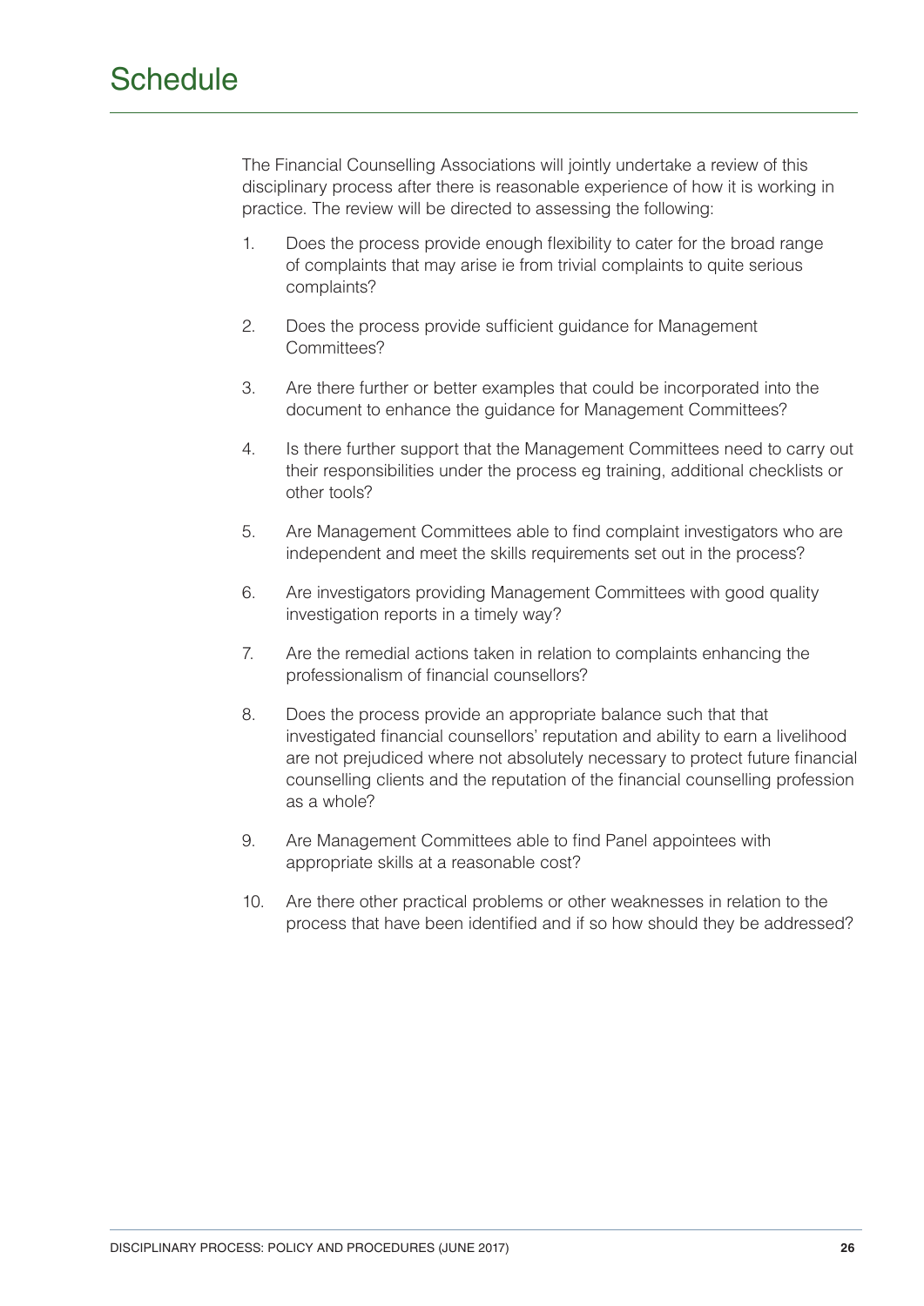# Schedule

The Financial Counselling Associations will jointly undertake a review of this disciplinary process after there is reasonable experience of how it is working in practice. The review will be directed to assessing the following:

1. Does the process provide enough flexibility to cater for the broad range of complaints that may arise ie from trivial complaints to quite serious complaints?

2. Does the process provide sufficient guidance for Management Committees?

3. Are there further or better examples that could be incorporated into the document to enhance the guidance for Management Committees?

4. Is there further support that the Management Committees need to carry out their responsibilities under the process eg training, additional checklists or other tools?

5. Are Management Committees able to find complaint investigators who are independent and meet the skills requirements set out in the process?

6. Are investigators providing Management Committees with good quality investigation reports in a timely way?

7. Are the remedial actions taken in relation to complaints enhancing the professionalism of financial counsellors?

8. Does the process provide an appropriate balance such that that investigated financial counsellors' reputation and ability to earn a livelihood are not prejudiced where not absolutely necessary to protect future financial counselling clients and the reputation of the financial counselling profession as a whole?

9. Are Management Committees able to find Panel appointees with appropriate skills at a reasonable cost?

10. Are there other practical problems or other weaknesses in relation to the process that have been identified and if so how should they be addressed?